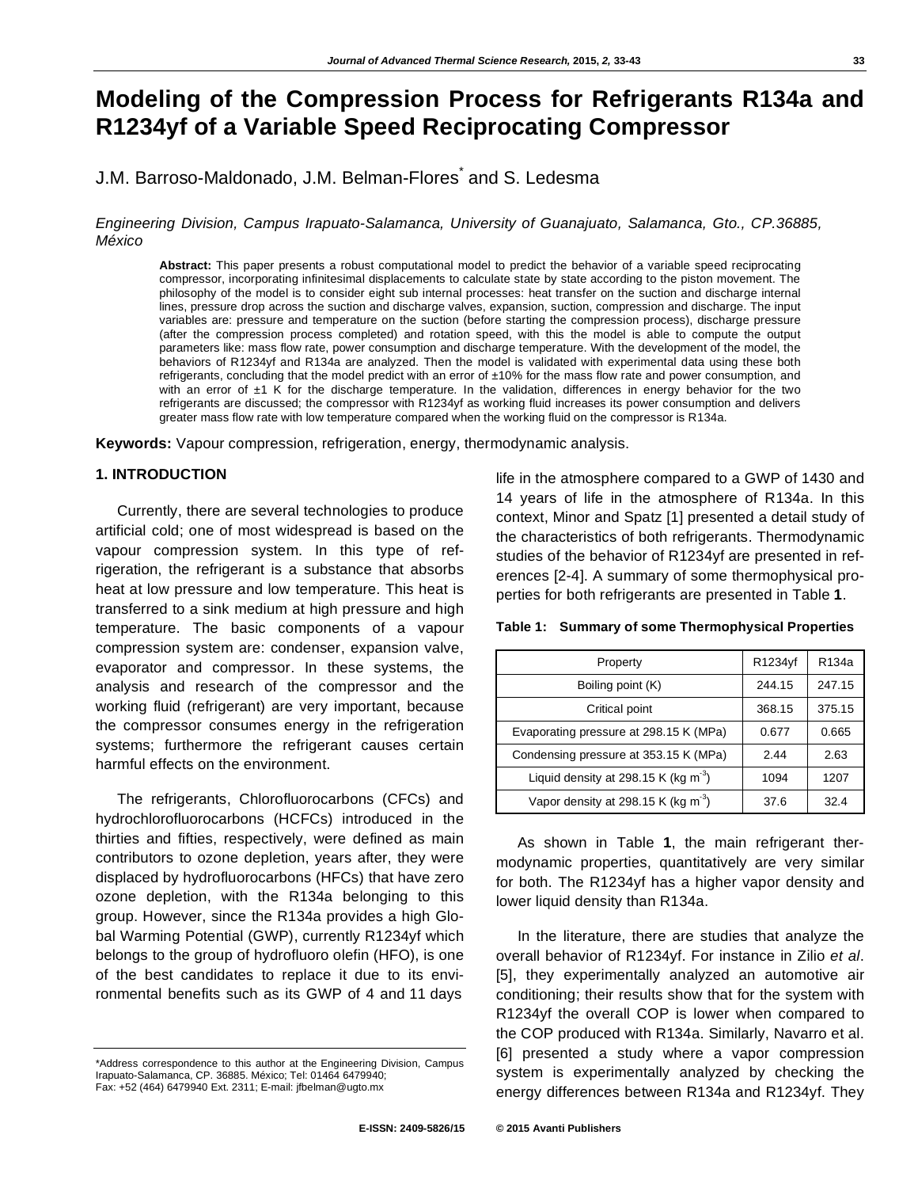# Modeling of the Compression Process for Refrigerants R134a and R1234yf of a Variable Speed Reciprocating Compressor

J.M. Barroso-Maldonado, J.M. Belman-Flores* and S. Ledesma

*Engineering Division, Campus Irapuato-Salamanca, University of Guanajuato, Salamanca, Gto., CP.36885, México*

**Abstract:** This paper presents a robust computational model to predict the behavior of a variable speed reciprocating compressor, incorporating infinitesimal displacements to calculate state by state according to the piston movement. The philosophy of the model is to consider eight sub internal processes: heat transfer on the suction and discharge internal lines, pressure drop across the suction and discharge valves, expansion, suction, compression and discharge. The input variables are: pressure and temperature on the suction (before starting the compression process), discharge pressure (after the compression process completed) and rotation speed, with this the model is able to compute the output parameters like: mass flow rate, power consumption and discharge temperature. With the development of the model, the behaviors of R1234yf and R134a are analyzed. Then the model is validated with experimental data using these both refrigerants, concluding that the model predict with an error of ±10% for the mass flow rate and power consumption, and with an error of ±1 K for the discharge temperature. In the validation, differences in energy behavior for the two refrigerants are discussed; the compressor with R1234yf as working fluid increases its power consumption and delivers greater mass flow rate with low temperature compared when the working fluid on the compressor is R134a.

**Keywords:** Vapour compression, refrigeration, energy, thermodynamic analysis.

## 1. INTRODUCTION

Currently, there are several technologies to produce artificial cold; one of most widespread is based on the vapour compression system. In this type of refrigeration, the refrigerant is a substance that absorbs heat at low pressure and low temperature. This heat is transferred to a sink medium at high pressure and high temperature. The basic components of a vapour compression system are: condenser, expansion valve, evaporator and compressor. In these systems, the analysis and research of the compressor and the working fluid (refrigerant) are very important, because the compressor consumes energy in the refrigeration systems; furthermore the refrigerant causes certain harmful effects on the environment.

The refrigerants, Chlorofluorocarbons (CFCs) and hydrochlorofluorocarbons (HCFCs) introduced in the thirties and fifties, respectively, were defined as main contributors to ozone depletion, years after, they were displaced by hydrofluorocarbons (HFCs) that have zero ozone depletion, with the R134a belonging to this group. However, since the R134a provides a high Global Warming Potential (GWP), currently R1234yf which belongs to the group of hydrofluoro olefin (HFO), is one of the best candidates to replace it due to its environmental benefits such as its GWP of 4 and 11 days life in the atmosphere compared to a GWP of 1430 and 14 years of life in the atmosphere of R134a. In this context, Minor and Spatz [1] presented a detail study of the characteristics of both refrigerants. Thermodynamic studies of the behavior of R1234yf are presented in references [2-4]. A summary of some thermophysical properties for both refrigerants are presented in Table **1**.

**Table 1: Summary of some Thermophysical Properties**

| Property | R1234yf | R134a |
|---|---|---|
| Boiling point (K) | 244.15 | 247.15 |
| Critical point | 368.15 | 375.15 |
| Evaporating pressure at 298.15 K (MPa) | 0.677 | 0.665 |
| Condensing pressure at 353.15 K (MPa) | 2.44 | 2.63 |
| Liquid density at 298.15 K (kg $m^{-3}$) | 1094 | 1207 |
| Vapor density at 298.15 K (kg $m^{-3}$) | 37.6 | 32.4 |

As shown in Table **1**, the main refrigerant thermodynamic properties, quantitatively are very similar for both. The R1234yf has a higher vapor density and lower liquid density than R134a.

In the literature, there are studies that analyze the overall behavior of R1234yf. For instance in Zilio *et al*. [5], they experimentally analyzed an automotive air conditioning; their results show that for the system with R1234yf the overall COP is lower when compared to the COP produced with R134a. Similarly, Navarro et al. [6] presented a study where a vapor compression system is experimentally analyzed by checking the energy differences between R134a and R1234yf. They

*Address correspondence to this author at the Engineering Division, Campus Irapuato-Salamanca, CP. 36885. México; Tel: 01464 6479940; Fax: +52 (464) 6479940 Ext. 2311; E-mail: jfbelman@ugto.mx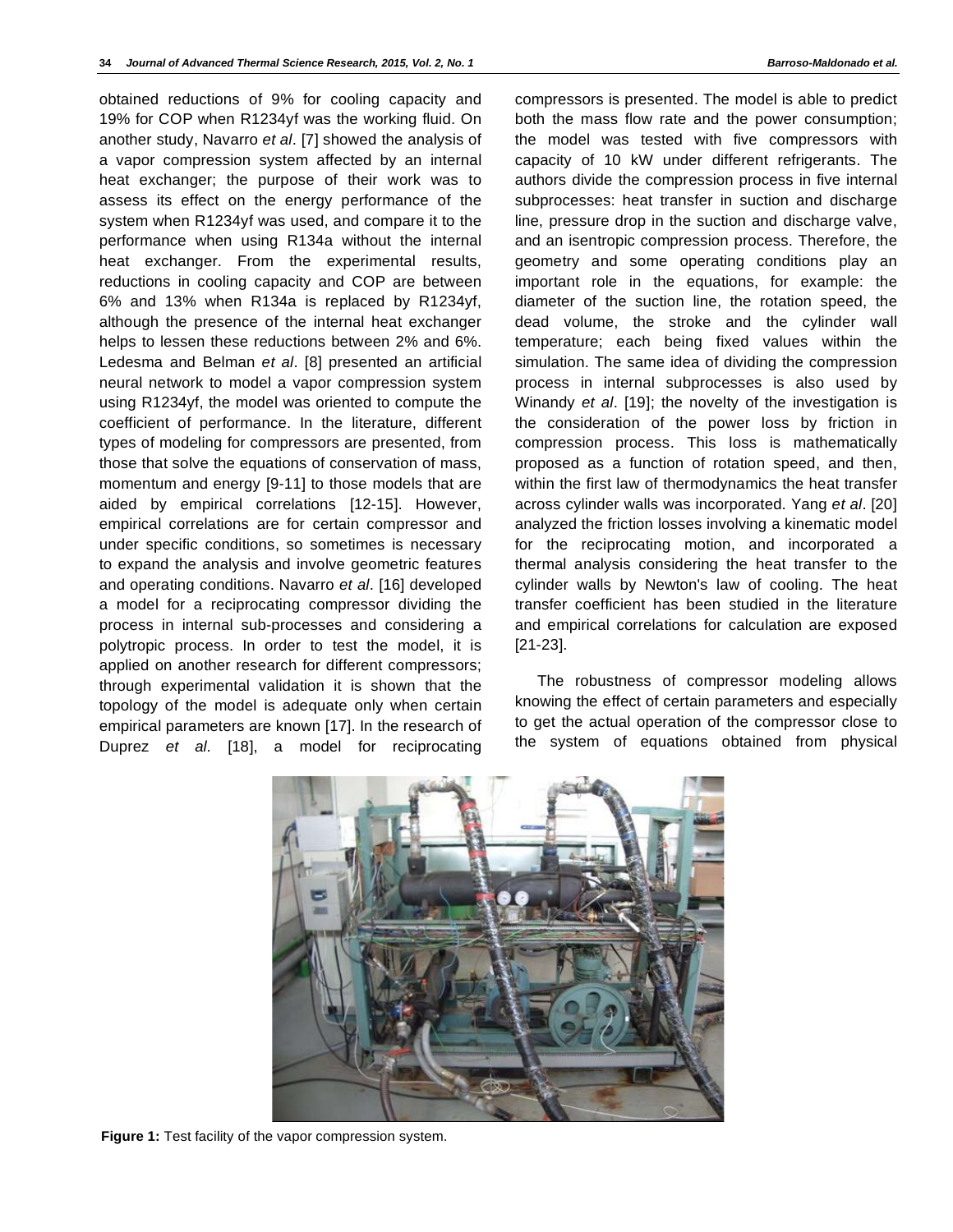obtained reductions of 9% for cooling capacity and 19% for COP when R1234yf was the working fluid. On another study, Navarro *et al*. [7] showed the analysis of a vapor compression system affected by an internal heat exchanger; the purpose of their work was to assess its effect on the energy performance of the system when R1234yf was used, and compare it to the performance when using R134a without the internal heat exchanger. From the experimental results, reductions in cooling capacity and COP are between 6% and 13% when R134a is replaced by R1234yf, although the presence of the internal heat exchanger helps to lessen these reductions between 2% and 6%. Ledesma and Belman *et al*. [8] presented an artificial neural network to model a vapor compression system using R1234yf, the model was oriented to compute the coefficient of performance. In the literature, different types of modeling for compressors are presented, from those that solve the equations of conservation of mass, momentum and energy [9-11] to those models that are aided by empirical correlations [12-15]. However, empirical correlations are for certain compressor and under specific conditions, so sometimes is necessary to expand the analysis and involve geometric features and operating conditions. Navarro *et al*. [16] developed a model for a reciprocating compressor dividing the process in internal sub-processes and considering a polytropic process. In order to test the model, it is applied on another research for different compressors; through experimental validation it is shown that the topology of the model is adequate only when certain empirical parameters are known [17]. In the research of Duprez *et al.* [18], a model for reciprocating compressors is presented. The model is able to predict both the mass flow rate and the power consumption; the model was tested with five compressors with capacity of 10 kW under different refrigerants. The authors divide the compression process in five internal subprocesses: heat transfer in suction and discharge line, pressure drop in the suction and discharge valve, and an isentropic compression process. Therefore, the geometry and some operating conditions play an important role in the equations, for example: the diameter of the suction line, the rotation speed, the dead volume, the stroke and the cylinder wall temperature; each being fixed values within the simulation. The same idea of dividing the compression process in internal subprocesses is also used by Winandy *et al*. [19]; the novelty of the investigation is the consideration of the power loss by friction in compression process. This loss is mathematically proposed as a function of rotation speed, and then, within the first law of thermodynamics the heat transfer across cylinder walls was incorporated. Yang *et al*. [20] analyzed the friction losses involving a kinematic model for the reciprocating motion, and incorporated a thermal analysis considering the heat transfer to the cylinder walls by Newton's law of cooling. The heat transfer coefficient has been studied in the literature and empirical correlations for calculation are exposed [21-23].

The robustness of compressor modeling allows knowing the effect of certain parameters and especially to get the actual operation of the compressor close to the system of equations obtained from physical

**Figure 1:** Test facility of the vapor compression system.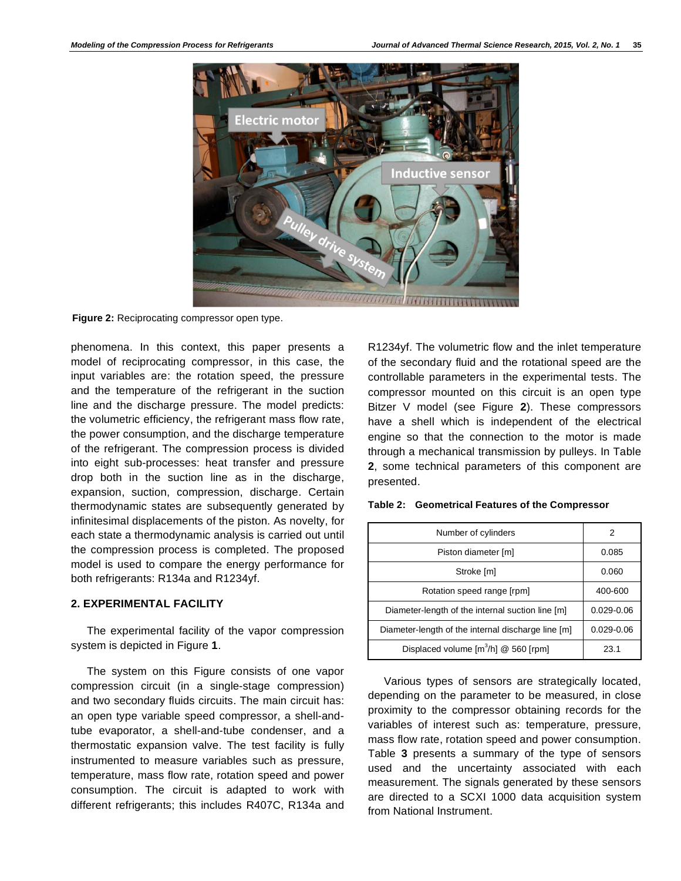**Figure 2:** Reciprocating compressor open type.

phenomena. In this context, this paper presents a model of reciprocating compressor, in this case, the input variables are: the rotation speed, the pressure and the temperature of the refrigerant in the suction line and the discharge pressure. The model predicts: the volumetric efficiency, the refrigerant mass flow rate, the power consumption, and the discharge temperature of the refrigerant. The compression process is divided into eight sub-processes: heat transfer and pressure drop both in the suction line as in the discharge, expansion, suction, compression, discharge. Certain thermodynamic states are subsequently generated by infinitesimal displacements of the piston. As novelty, for each state a thermodynamic analysis is carried out until the compression process is completed. The proposed model is used to compare the energy performance for both refrigerants: R134a and R1234yf.

## 2. EXPERIMENTAL FACILITY

The experimental facility of the vapor compression system is depicted in Figure **1**.

The system on this Figure consists of one vapor compression circuit (in a single-stage compression) and two secondary fluids circuits. The main circuit has: an open type variable speed compressor, a shell-and-tube evaporator, a shell-and-tube condenser, and a thermostatic expansion valve. The test facility is fully instrumented to measure variables such as pressure, temperature, mass flow rate, rotation speed and power consumption. The circuit is adapted to work with different refrigerants; this includes R407C, R134a and R1234yf. The volumetric flow and the inlet temperature of the secondary fluid and the rotational speed are the controllable parameters in the experimental tests. The compressor mounted on this circuit is an open type Bitzer V model (see Figure **2**). These compressors have a shell which is independent of the electrical engine so that the connection to the motor is made through a mechanical transmission by pulleys. In Table **2**, some technical parameters of this component are presented.

**Table 2: Geometrical Features of the Compressor**

| | |
|---|---|
| Number of cylinders | 2 |
| Piston diameter [m] | 0.085 |
| Stroke [m] | 0.060 |
| Rotation speed range [rpm] | 400-600 |
| Diameter-length of the internal suction line [m] | 0.029-0.06 |
| Diameter-length of the internal discharge line [m] | 0.029-0.06 |
| Displaced volume [$m^3$/h] @ 560 [rpm] | 23.1 |

Various types of sensors are strategically located, depending on the parameter to be measured, in close proximity to the compressor obtaining records for the variables of interest such as: temperature, pressure, mass flow rate, rotation speed and power consumption. Table **3** presents a summary of the type of sensors used and the uncertainty associated with each measurement. The signals generated by these sensors are directed to a SCXI 1000 data acquisition system from National Instrument.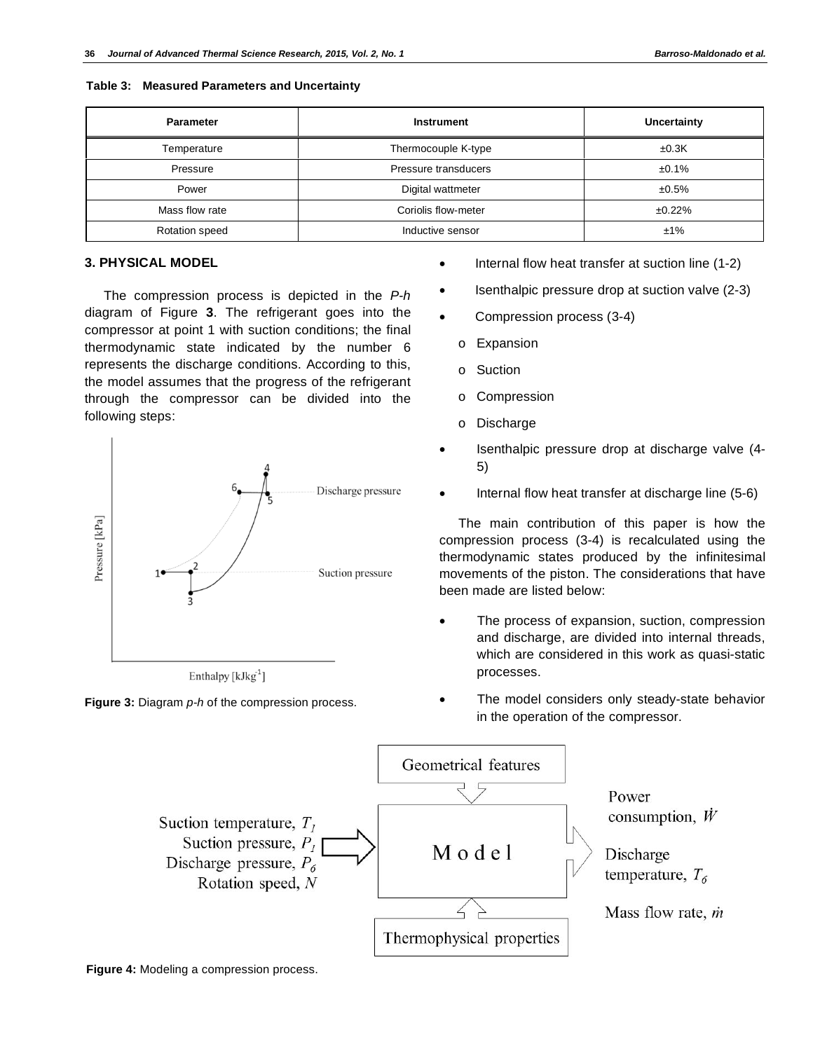**Table 3: Measured Parameters and Uncertainty**

| Parameter | Instrument | Uncertainty |
|---|---|---|
| Temperature | Thermocouple K-type | ±0.3K |
| Pressure | Pressure transducers | ±0.1% |
| Power | Digital wattmeter | ±0.5% |
| Mass flow rate | Coriolis flow-meter | ±0.22% |
| Rotation speed | Inductive sensor | ±1% |

## 3. PHYSICAL MODEL

The compression process is depicted in the *P-h* diagram of Figure **3**. The refrigerant goes into the compressor at point 1 with suction conditions; the final thermodynamic state indicated by the number 6 represents the discharge conditions. According to this, the model assumes that the progress of the refrigerant through the compressor can be divided into the following steps:

**Figure 3:** Diagram *p-h* of the compression process.

- Internal flow heat transfer at suction line (1-2)
- Isenthalpic pressure drop at suction valve (2-3)
- Compression process (3-4)
  - Expansion
  - Suction
  - Compression
  - Discharge
- Isenthalpic pressure drop at discharge valve (4-5)
- Internal flow heat transfer at discharge line (5-6)

The main contribution of this paper is how the compression process (3-4) is recalculated using the thermodynamic states produced by the infinitesimal movements of the piston. The considerations that have been made are listed below:

- The process of expansion, suction, compression and discharge, are divided into internal threads, which are considered in this work as quasi-static processes.
- The model considers only steady-state behavior in the operation of the compressor.

**Figure 4:** Modeling a compression process.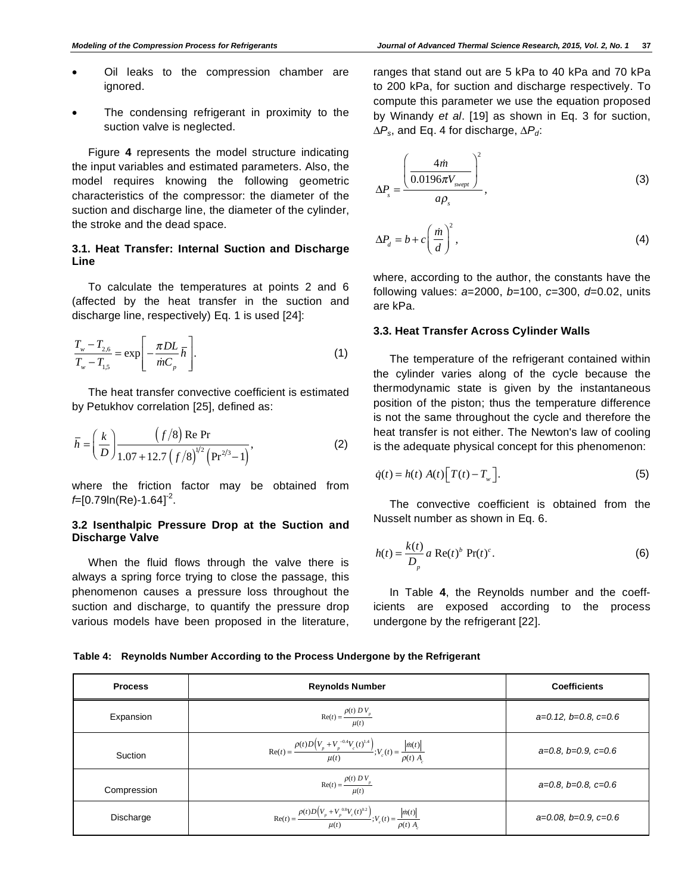- Oil leaks to the compression chamber are ignored.
- The condensing refrigerant in proximity to the suction valve is neglected.

Figure **4** represents the model structure indicating the input variables and estimated parameters. Also, the model requires knowing the following geometric characteristics of the compressor: the diameter of the suction and discharge line, the diameter of the cylinder, the stroke and the dead space.

### 3.1. Heat Transfer: Internal Suction and Discharge Line

To calculate the temperatures at points 2 and 6 (affected by the heat transfer in the suction and discharge line, respectively) Eq. 1 is used [24]:

$$\frac{T_w - T_{2,6}}{T_w - T_{1,5}} = \exp\left[-\frac{\pi DL}{\dot{m}C_p}\bar{h}\right]. \tag{1}$$

The heat transfer convective coefficient is estimated by Petukhov correlation [25], defined as:

$$\bar{h} = \left(\frac{k}{D}\right)\frac{(f/8)\,\text{Re}\,\text{Pr}}{1.07 + 12.7\,(f/8)^{1/2}\left(\text{Pr}^{2/3} - 1\right)}, \tag{2}$$

where the friction factor may be obtained from $f=[0.79\ln(\text{Re})-1.64]^{-2}$.

### 3.2 Isenthalpic Pressure Drop at the Suction and Discharge Valve

When the fluid flows through the valve there is always a spring force trying to close the passage, this phenomenon causes a pressure loss throughout the suction and discharge, to quantify the pressure drop various models have been proposed in the literature, ranges that stand out are 5 kPa to 40 kPa and 70 kPa to 200 kPa, for suction and discharge respectively. To compute this parameter we use the equation proposed by Winandy *et al*. [19] as shown in Eq. 3 for suction, $\Delta P_s$, and Eq. 4 for discharge, $\Delta P_d$:

$$\Delta P_s = \frac{\left(\dfrac{4\dot{m}}{0.0196\pi V_{swept}}\right)^2}{a\rho_s}, \tag{3}$$

$$\Delta P_d = b + c\left(\frac{\dot{m}}{d}\right)^2, \tag{4}$$

where, according to the author, the constants have the following values: $a$=2000, $b$=100, $c$=300, $d$=0.02, units are kPa.

### 3.3. Heat Transfer Across Cylinder Walls

The temperature of the refrigerant contained within the cylinder varies along of the cycle because the thermodynamic state is given by the instantaneous position of the piston; thus the temperature difference is not the same throughout the cycle and therefore the heat transfer is not either. The Newton's law of cooling is the adequate physical concept for this phenomenon:

$$\dot{q}(t) = h(t)\,A(t)\left[T(t) - T_w\right]. \tag{5}$$

The convective coefficient is obtained from the Nusselt number as shown in Eq. 6.

$$h(t) = \frac{k(t)}{D_p}\,a\,\text{Re}(t)^b\,\text{Pr}(t)^c. \tag{6}$$

In Table **4**, the Reynolds number and the coefficients are exposed according to the process undergone by the refrigerant [22].

**Table 4: Reynolds Number According to the Process Undergone by the Refrigerant**

| Process | Reynolds Number | Coefficients |
|---|---|---|
| Expansion | $\text{Re}(t) = \frac{\rho(t)\,D\,V_p}{\mu(t)}$ | *a=0.12, b=0.8, c=0.6* |
| Suction | $\text{Re}(t) = \frac{\rho(t)D\left(V_p + V_p^{-0.4}V_c(t)^{1.4}\right)}{\mu(t)};V_c(t) = \frac{\lvert\dot{m}(t)\rvert}{\rho(t)\,A_c}$ | *a=0.8, b=0.9, c=0.6* |
| Compression | $\text{Re}(t) = \frac{\rho(t)\,D\,V_p}{\mu(t)}$ | *a=0.8, b=0.8, c=0.6* |
| Discharge | $\text{Re}(t) = \frac{\rho(t)D\left(V_p + V_p^{0.8}V_c(t)^{0.2}\right)}{\mu(t)};V_c(t) = \frac{\lvert\dot{m}(t)\rvert}{\rho(t)\,A_c}$ | *a=0.08, b=0.9, c=0.6* |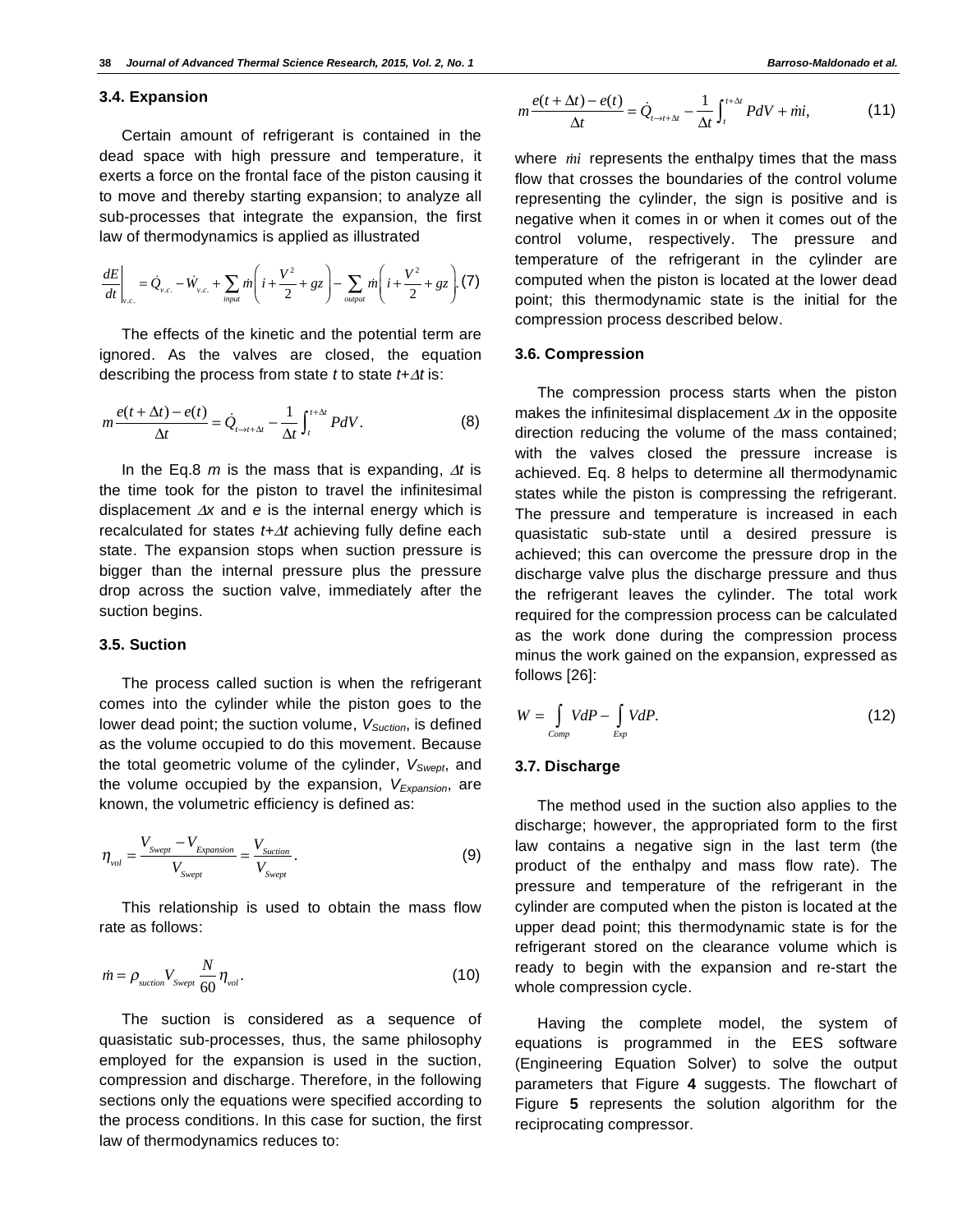### 3.4. Expansion

Certain amount of refrigerant is contained in the dead space with high pressure and temperature, it exerts a force on the frontal face of the piston causing it to move and thereby starting expansion; to analyze all sub-processes that integrate the expansion, the first law of thermodynamics is applied as illustrated

$$\left.\frac{dE}{dt}\right|_{v.c.} = \dot{Q}_{v.c.} - \dot{W}_{v.c.} + \sum_{input} \dot{m}\left(i + \frac{V^2}{2} + gz\right) - \sum_{output} \dot{m}\left(i + \frac{V^2}{2} + gz\right). \quad (7)$$

The effects of the kinetic and the potential term are ignored. As the valves are closed, the equation describing the process from state $t$ to state $t+\Delta t$ is:

$$m\frac{e(t+\Delta t) - e(t)}{\Delta t} = \dot{Q}_{t \to t+\Delta t} - \frac{1}{\Delta t}\int_t^{t+\Delta t} PdV. \quad (8)$$

In the Eq.8 $m$ is the mass that is expanding, $\Delta t$ is the time took for the piston to travel the infinitesimal displacement $\Delta x$ and $e$ is the internal energy which is recalculated for states $t+\Delta t$ achieving fully define each state. The expansion stops when suction pressure is bigger than the internal pressure plus the pressure drop across the suction valve, immediately after the suction begins.

### 3.5. Suction

The process called suction is when the refrigerant comes into the cylinder while the piston goes to the lower dead point; the suction volume, $V_{Suction}$, is defined as the volume occupied to do this movement. Because the total geometric volume of the cylinder, $V_{Swept}$, and the volume occupied by the expansion, $V_{Expansion}$, are known, the volumetric efficiency is defined as:

$$\eta_{vol} = \frac{V_{Swept} - V_{Expansion}}{V_{Swept}} = \frac{V_{Suction}}{V_{Swept}}. \quad (9)$$

This relationship is used to obtain the mass flow rate as follows:

$$\dot{m} = \rho_{suction} V_{Swept} \frac{N}{60} \eta_{vol}. \quad (10)$$

The suction is considered as a sequence of quasistatic sub-processes, thus, the same philosophy employed for the expansion is used in the suction, compression and discharge. Therefore, in the following sections only the equations were specified according to the process conditions. In this case for suction, the first law of thermodynamics reduces to:

$$m\frac{e(t+\Delta t) - e(t)}{\Delta t} = \dot{Q}_{t \to t+\Delta t} - \frac{1}{\Delta t}\int_t^{t+\Delta t} PdV + \dot{m}i, \quad (11)$$

where $\dot{m}i$ represents the enthalpy times that the mass flow that crosses the boundaries of the control volume representing the cylinder, the sign is positive and is negative when it comes in or when it comes out of the control volume, respectively. The pressure and temperature of the refrigerant in the cylinder are computed when the piston is located at the lower dead point; this thermodynamic state is the initial for the compression process described below.

### 3.6. Compression

The compression process starts when the piston makes the infinitesimal displacement $\Delta x$ in the opposite direction reducing the volume of the mass contained; with the valves closed the pressure increase is achieved. Eq. 8 helps to determine all thermodynamic states while the piston is compressing the refrigerant. The pressure and temperature is increased in each quasistatic sub-state until a desired pressure is achieved; this can overcome the pressure drop in the discharge valve plus the discharge pressure and thus the refrigerant leaves the cylinder. The total work required for the compression process can be calculated as the work done during the compression process minus the work gained on the expansion, expressed as follows [26]:

$$W = \int_{Comp} VdP - \int_{Exp} VdP. \quad (12)$$

### 3.7. Discharge

The method used in the suction also applies to the discharge; however, the appropriated form to the first law contains a negative sign in the last term (the product of the enthalpy and mass flow rate). The pressure and temperature of the refrigerant in the cylinder are computed when the piston is located at the upper dead point; this thermodynamic state is for the refrigerant stored on the clearance volume which is ready to begin with the expansion and re-start the whole compression cycle.

Having the complete model, the system of equations is programmed in the EES software (Engineering Equation Solver) to solve the output parameters that Figure **4** suggests. The flowchart of Figure **5** represents the solution algorithm for the reciprocating compressor.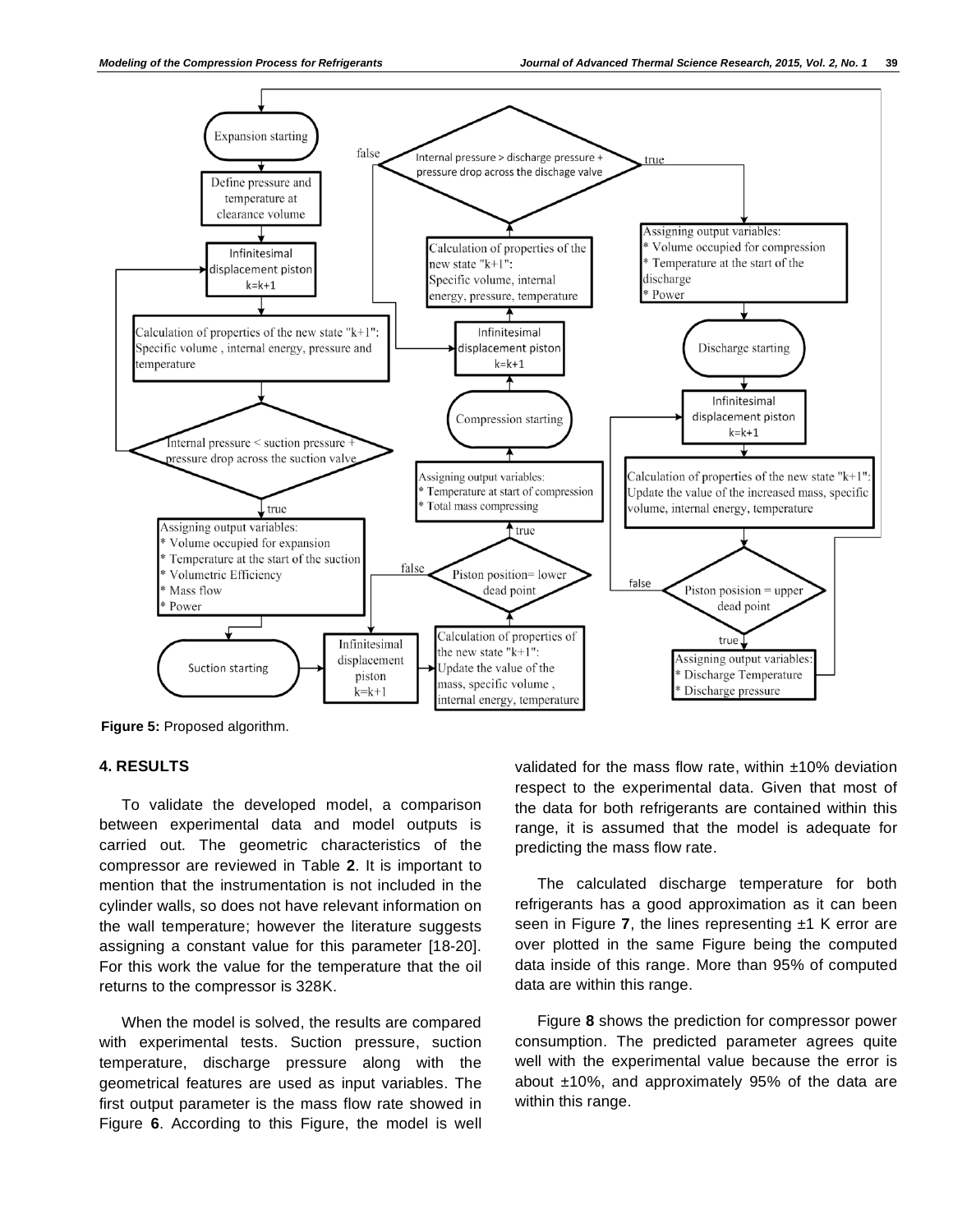**Figure 5:** Proposed algorithm.

## 4. RESULTS

To validate the developed model, a comparison between experimental data and model outputs is carried out. The geometric characteristics of the compressor are reviewed in Table **2**. It is important to mention that the instrumentation is not included in the cylinder walls, so does not have relevant information on the wall temperature; however the literature suggests assigning a constant value for this parameter [18-20]. For this work the value for the temperature that the oil returns to the compressor is 328K.

When the model is solved, the results are compared with experimental tests. Suction pressure, suction temperature, discharge pressure along with the geometrical features are used as input variables. The first output parameter is the mass flow rate showed in Figure **6**. According to this Figure, the model is well validated for the mass flow rate, within ±10% deviation respect to the experimental data. Given that most of the data for both refrigerants are contained within this range, it is assumed that the model is adequate for predicting the mass flow rate.

The calculated discharge temperature for both refrigerants has a good approximation as it can been seen in Figure **7**, the lines representing ±1 K error are over plotted in the same Figure being the computed data inside of this range. More than 95% of computed data are within this range.

Figure **8** shows the prediction for compressor power consumption. The predicted parameter agrees quite well with the experimental value because the error is about ±10%, and approximately 95% of the data are within this range.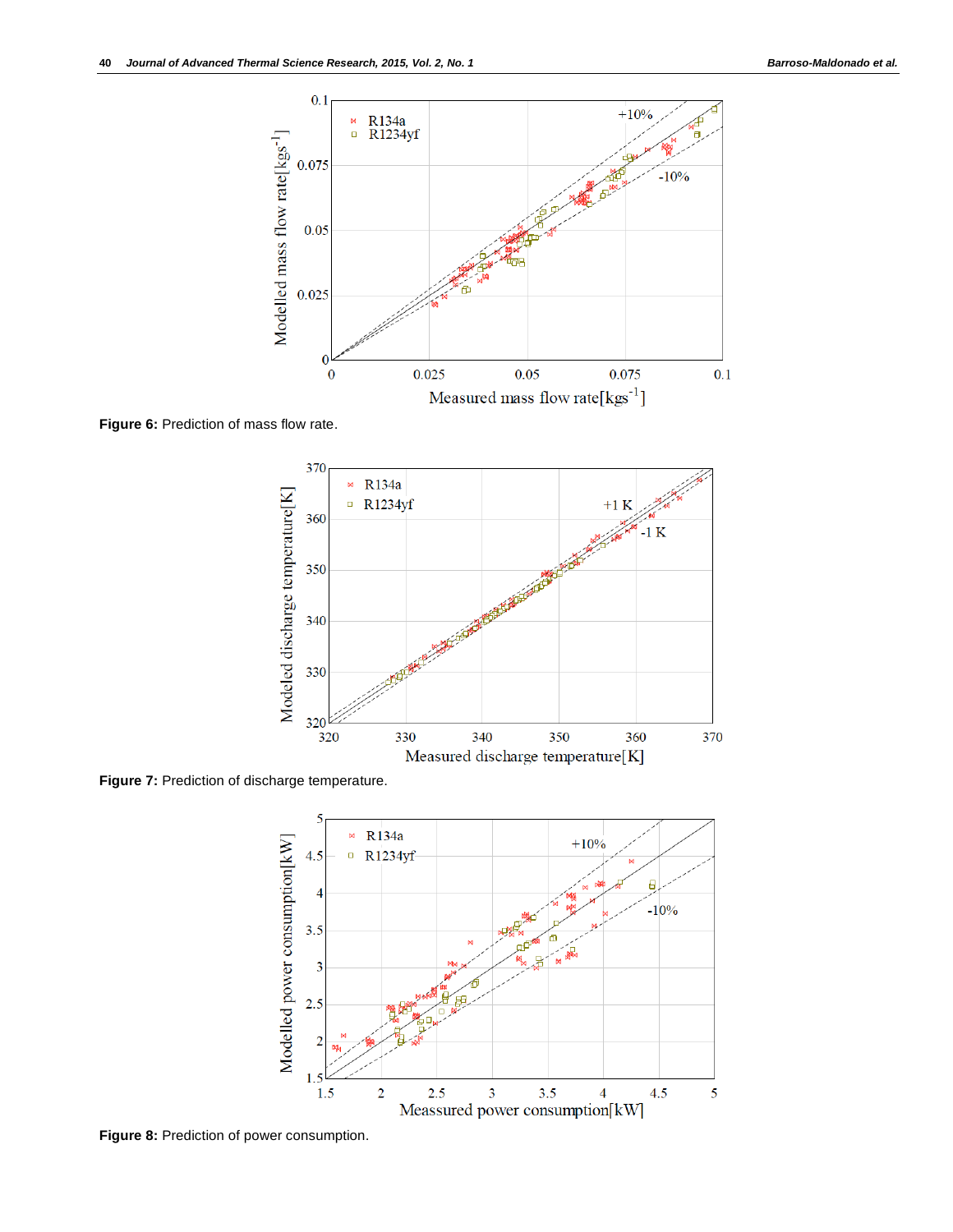**Figure 6:** Prediction of mass flow rate.

**Figure 7:** Prediction of discharge temperature.

**Figure 8:** Prediction of power consumption.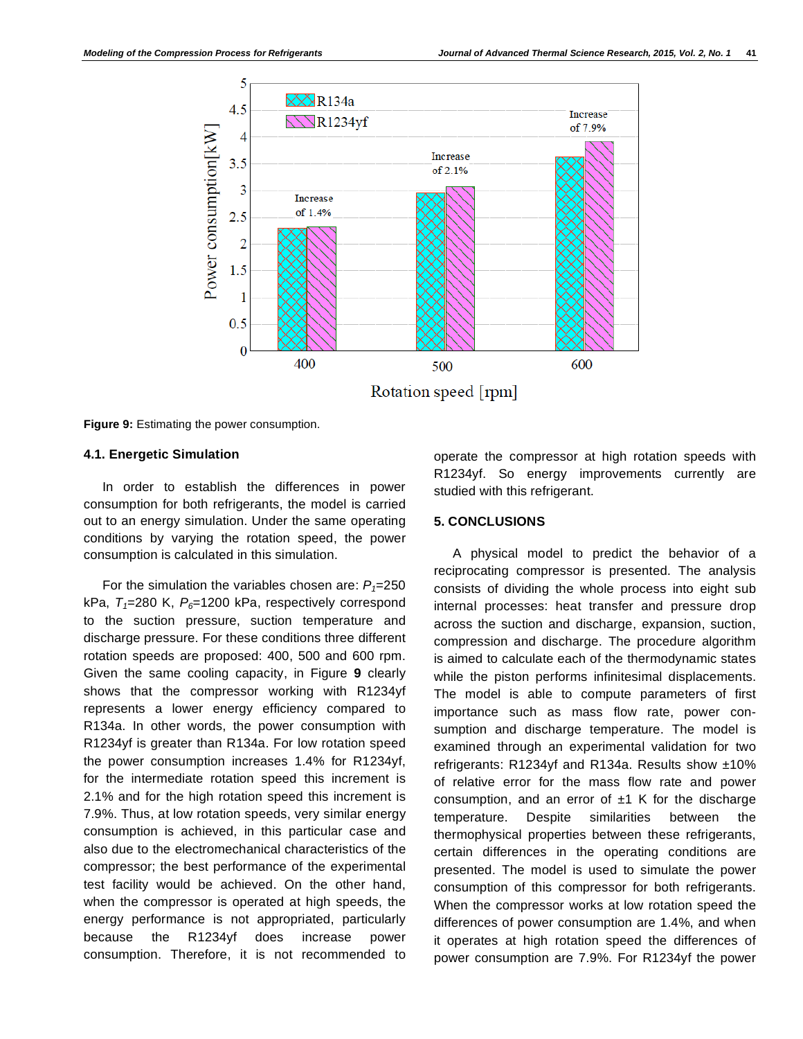**Figure 9:** Estimating the power consumption.

### 4.1. Energetic Simulation

In order to establish the differences in power consumption for both refrigerants, the model is carried out to an energy simulation. Under the same operating conditions by varying the rotation speed, the power consumption is calculated in this simulation.

For the simulation the variables chosen are: $P_1$=250 kPa, $T_1$=280 K, $P_6$=1200 kPa, respectively correspond to the suction pressure, suction temperature and discharge pressure. For these conditions three different rotation speeds are proposed: 400, 500 and 600 rpm. Given the same cooling capacity, in Figure **9** clearly shows that the compressor working with R1234yf represents a lower energy efficiency compared to R134a. In other words, the power consumption with R1234yf is greater than R134a. For low rotation speed the power consumption increases 1.4% for R1234yf, for the intermediate rotation speed this increment is 2.1% and for the high rotation speed this increment is 7.9%. Thus, at low rotation speeds, very similar energy consumption is achieved, in this particular case and also due to the electromechanical characteristics of the compressor; the best performance of the experimental test facility would be achieved. On the other hand, when the compressor is operated at high speeds, the energy performance is not appropriated, particularly because the R1234yf does increase power consumption. Therefore, it is not recommended to operate the compressor at high rotation speeds with R1234yf. So energy improvements currently are studied with this refrigerant.

## 5. CONCLUSIONS

A physical model to predict the behavior of a reciprocating compressor is presented. The analysis consists of dividing the whole process into eight sub internal processes: heat transfer and pressure drop across the suction and discharge, expansion, suction, compression and discharge. The procedure algorithm is aimed to calculate each of the thermodynamic states while the piston performs infinitesimal displacements. The model is able to compute parameters of first importance such as mass flow rate, power consumption and discharge temperature. The model is examined through an experimental validation for two refrigerants: R1234yf and R134a. Results show ±10% of relative error for the mass flow rate and power consumption, and an error of ±1 K for the discharge temperature. Despite similarities between the thermophysical properties between these refrigerants, certain differences in the operating conditions are presented. The model is used to simulate the power consumption of this compressor for both refrigerants. When the compressor works at low rotation speed the differences of power consumption are 1.4%, and when it operates at high rotation speed the differences of power consumption are 7.9%. For R1234yf the power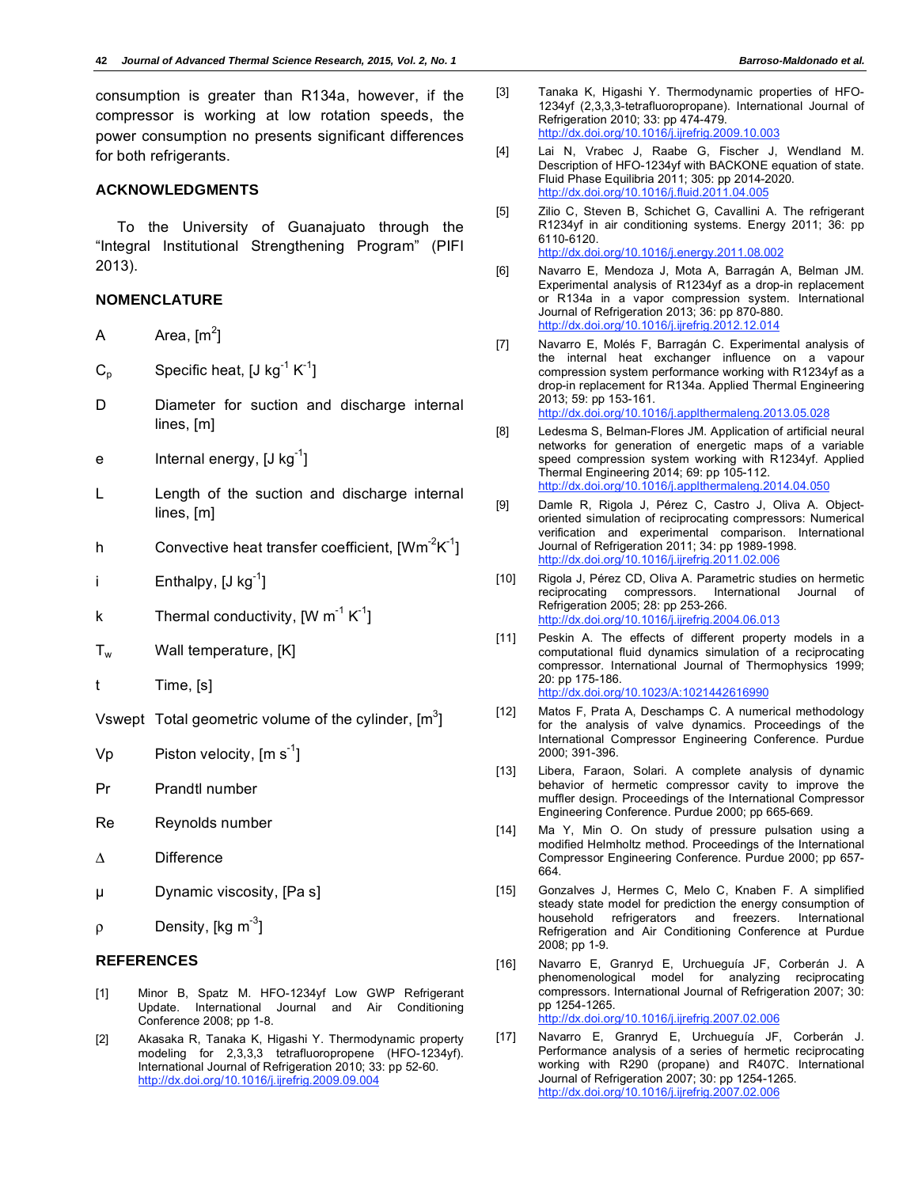consumption is greater than R134a, however, if the compressor is working at low rotation speeds, the power consumption no presents significant differences for both refrigerants.

## ACKNOWLEDGMENTS

To the University of Guanajuato through the "Integral Institutional Strengthening Program" (PIFI 2013).

## NOMENCLATURE

| | |
|---|---|
| A | Area, [$m^2$] |
| $C_p$ | Specific heat, [$J\ kg^{-1}\ K^{-1}$] |
| D | Diameter for suction and discharge internal lines, [m] |
| e | Internal energy, [$J\ kg^{-1}$] |
| L | Length of the suction and discharge internal lines, [m] |
| h | Convective heat transfer coefficient, [$Wm^{-2}K^{-1}$] |
| i | Enthalpy, [$J\ kg^{-1}$] |
| k | Thermal conductivity, [$W\ m^{-1}\ K^{-1}$] |
| $T_w$ | Wall temperature, [K] |
| t | Time, [s] |
| Vswept | Total geometric volume of the cylinder, [$m^3$] |
| Vp | Piston velocity, [$m\ s^{-1}$] |
| Pr | Prandtl number |
| Re | Reynolds number |
| $\Delta$ | Difference |
| $\mu$ | Dynamic viscosity, [Pa s] |
| $\rho$ | Density, [$kg\ m^{-3}$] |

## REFERENCES

[1] Minor B, Spatz M. HFO-1234yf Low GWP Refrigerant Update. International Journal and Air Conditioning Conference 2008; pp 1-8.

[2] Akasaka R, Tanaka K, Higashi Y. Thermodynamic property modeling for 2,3,3,3 tetrafluoropropene (HFO-1234yf). International Journal of Refrigeration 2010; 33: pp 52-60. http://dx.doi.org/10.1016/j.ijrefrig.2009.09.004

[3] Tanaka K, Higashi Y. Thermodynamic properties of HFO-1234yf (2,3,3,3-tetrafluoropropene). International Journal of Refrigeration 2010; 33: pp 474-479. http://dx.doi.org/10.1016/j.ijrefrig.2009.10.003

[4] Lai N, Vrabec J, Raabe G, Fischer J, Wendland M. Description of HFO-1234yf with BACKONE equation of state. Fluid Phase Equilibria 2011; 305: pp 2014-2020. http://dx.doi.org/10.1016/j.fluid.2011.04.005

[5] Zilio C, Steven B, Schichet G, Cavallini A. The refrigerant R1234yf in air conditioning systems. Energy 2011; 36: pp 6110-6120. http://dx.doi.org/10.1016/j.energy.2011.08.002

[6] Navarro E, Mendoza J, Mota A, Barragán A, Belman JM. Experimental analysis of R1234yf as a drop-in replacement or R134a in a vapor compression system. International Journal of Refrigeration 2013; 36: pp 870-880. http://dx.doi.org/10.1016/j.ijrefrig.2012.12.014

[7] Navarro E, Molés F, Barragán C. Experimental analysis of the internal heat exchanger influence on a vapour compression system performance working with R1234yf as a drop-in replacement for R134a. Applied Thermal Engineering 2013; 59: pp 153-161. http://dx.doi.org/10.1016/j.applthermaleng.2013.05.028

[8] Ledesma S, Belman-Flores JM. Application of artificial neural networks for generation of energetic maps of a variable speed compression system working with R1234yf. Applied Thermal Engineering 2014; 69: pp 105-112. http://dx.doi.org/10.1016/j.applthermaleng.2014.04.050

[9] Damle R, Rigola J, Pérez C, Castro J, Oliva A. Object-oriented simulation of reciprocating compressors: Numerical verification and experimental comparison. International Journal of Refrigeration 2011; 34: pp 1989-1998. http://dx.doi.org/10.1016/j.ijrefrig.2011.02.006

[10] Rigola J, Pérez CD, Oliva A. Parametric studies on hermetic reciprocating compressors. International Journal of Refrigeration 2005; 28: pp 253-266. http://dx.doi.org/10.1016/j.ijrefrig.2004.06.013

[11] Peskin A. The effects of different property models in a computational fluid dynamics simulation of a reciprocating compressor. International Journal of Thermophysics 1999; 20: pp 175-186. http://dx.doi.org/10.1023/A:1021442616990

[12] Matos F, Prata A, Deschamps C. A numerical methodology for the analysis of valve dynamics. Proceedings of the International Compressor Engineering Conference. Purdue 2000; 391-396.

[13] Libera, Faraon, Solari. A complete analysis of dynamic behavior of hermetic compressor cavity to improve the muffler design. Proceedings of the International Compressor Engineering Conference. Purdue 2000; pp 665-669.

[14] Ma Y, Min O. On study of pressure pulsation using a modified Helmholtz method. Proceedings of the International Compressor Engineering Conference. Purdue 2000; pp 657-664.

[15] Gonzalves J, Hermes C, Melo C, Knaben F. A simplified steady state model for prediction the energy consumption of household refrigerators and freezers. International Refrigeration and Air Conditioning Conference at Purdue 2008; pp 1-9.

[16] Navarro E, Granryd E, Urchueguía JF, Corberán J. A phenomenological model for analyzing reciprocating compressors. International Journal of Refrigeration 2007; 30: pp 1254-1265. http://dx.doi.org/10.1016/j.ijrefrig.2007.02.006

[17] Navarro E, Granryd E, Urchueguía JF, Corberán J. Performance analysis of a series of hermetic reciprocating working with R290 (propane) and R407C. International Journal of Refrigeration 2007; 30: pp 1254-1265. http://dx.doi.org/10.1016/j.ijrefrig.2007.02.006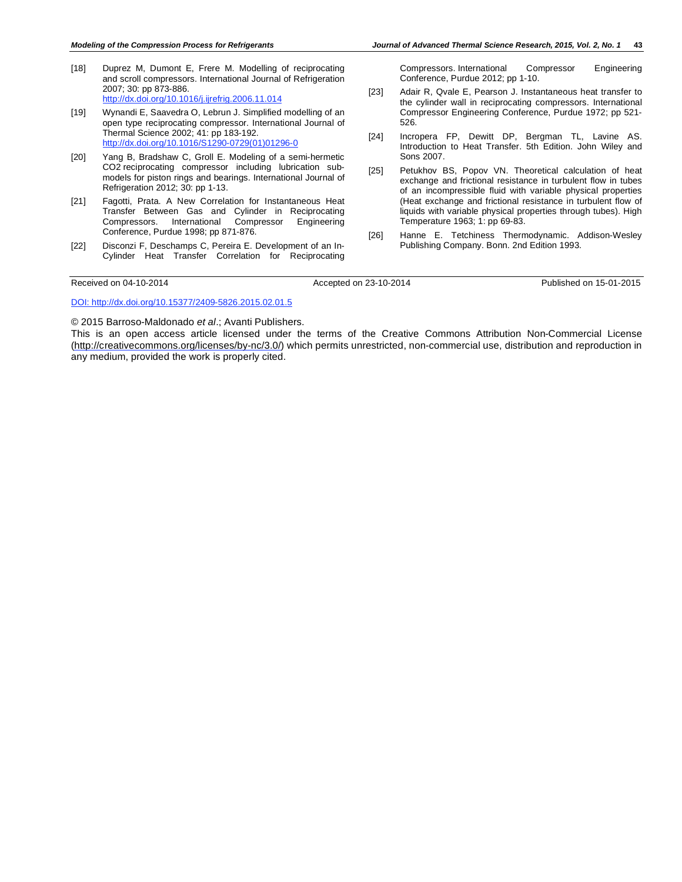[18] Duprez M, Dumont E, Frere M. Modelling of reciprocating and scroll compressors. International Journal of Refrigeration 2007; 30: pp 873-886. http://dx.doi.org/10.1016/j.ijrefrig.2006.11.014

[19] Wynandi E, Saavedra O, Lebrun J. Simplified modelling of an open type reciprocating compressor. International Journal of Thermal Science 2002; 41: pp 183-192. http://dx.doi.org/10.1016/S1290-0729(01)01296-0

[20] Yang B, Bradshaw C, Groll E. Modeling of a semi-hermetic $CO_2$ reciprocating compressor including lubrication sub-models for piston rings and bearings. International Journal of Refrigeration 2012; 30: pp 1-13.

[21] Fagotti, Prata. A New Correlation for Instantaneous Heat Transfer Between Gas and Cylinder in Reciprocating Compressors. International Compressor Engineering Conference, Purdue 1998; pp 871-876.

[22] Disconzi F, Deschamps C, Pereira E. Development of an In-Cylinder Heat Transfer Correlation for Reciprocating Compressors. International Compressor Engineering Conference, Purdue 2012; pp 1-10.

[23] Adair R, Qvale E, Pearson J. Instantaneous heat transfer to the cylinder wall in reciprocating compressors. International Compressor Engineering Conference, Purdue 1972; pp 521-526.

[24] Incropera FP, Dewitt DP, Bergman TL, Lavine AS. Introduction to Heat Transfer. 5th Edition. John Wiley and Sons 2007.

[25] Petukhov BS, Popov VN. Theoretical calculation of heat exchange and frictional resistance in turbulent flow in tubes of an incompressible fluid with variable physical properties (Heat exchange and frictional resistance in turbulent flow of liquids with variable physical properties through tubes). High Temperature 1963; 1: pp 69-83.

[26] Hanne E. Tetchiness Thermodynamic. Addison-Wesley Publishing Company. Bonn. 2nd Edition 1993.

Received on 04-10-2014 Accepted on 23-10-2014 Published on 15-01-2015

DOI: http://dx.doi.org/10.15377/2409-5826.2015.02.01.5

© 2015 Barroso-Maldonado *et al*.; Avanti Publishers.

This is an open access article licensed under the terms of the Creative Commons Attribution Non-Commercial License (http://creativecommons.org/licenses/by-nc/3.0/) which permits unrestricted, non-commercial use, distribution and reproduction in any medium, provided the work is properly cited.